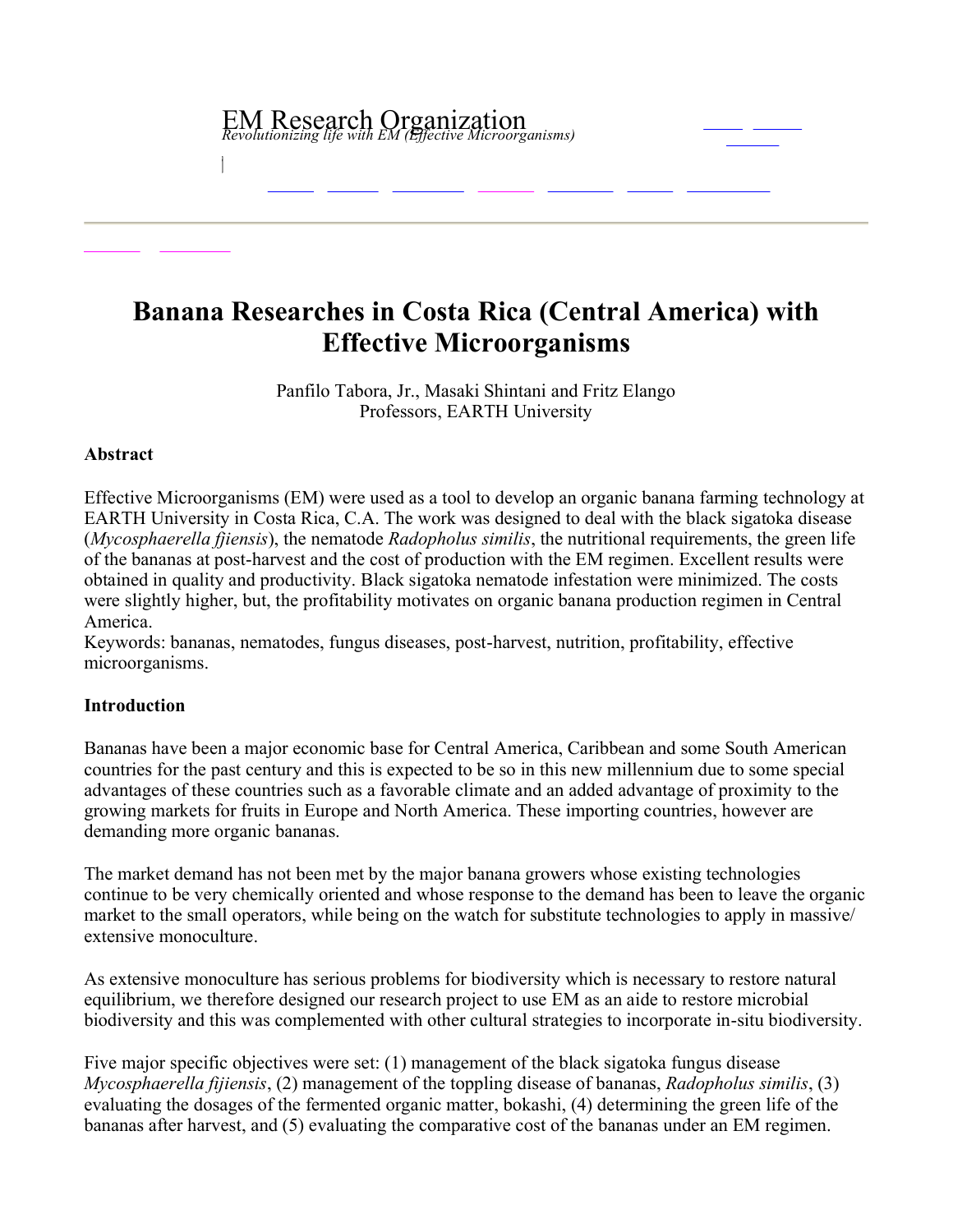EM Research Organization
*Revolutionizing life with EM (Effective Microorganisms)*

# Banana Researches in Costa Rica (Central America) with Effective Microorganisms

Panfilo Tabora, Jr., Masaki Shintani and Fritz Elango
Professors, EARTH University

**Abstract**

Effective Microorganisms (EM) were used as a tool to develop an organic banana farming technology at EARTH University in Costa Rica, C.A. The work was designed to deal with the black sigatoka disease (*Mycosphaerella fjiensis*), the nematode *Radopholus similis*, the nutritional requirements, the green life of the bananas at post-harvest and the cost of production with the EM regimen. Excellent results were obtained in quality and productivity. Black sigatoka nematode infestation were minimized. The costs were slightly higher, but, the profitability motivates on organic banana production regimen in Central America.
Keywords: bananas, nematodes, fungus diseases, post-harvest, nutrition, profitability, effective microorganisms.

**Introduction**

Bananas have been a major economic base for Central America, Caribbean and some South American countries for the past century and this is expected to be so in this new millennium due to some special advantages of these countries such as a favorable climate and an added advantage of proximity to the growing markets for fruits in Europe and North America. These importing countries, however are demanding more organic bananas.

The market demand has not been met by the major banana growers whose existing technologies continue to be very chemically oriented and whose response to the demand has been to leave the organic market to the small operators, while being on the watch for substitute technologies to apply in massive/ extensive monoculture.

As extensive monoculture has serious problems for biodiversity which is necessary to restore natural equilibrium, we therefore designed our research project to use EM as an aide to restore microbial biodiversity and this was complemented with other cultural strategies to incorporate in-situ biodiversity.

Five major specific objectives were set: (1) management of the black sigatoka fungus disease *Mycosphaerella fijiensis*, (2) management of the toppling disease of bananas, *Radopholus similis*, (3) evaluating the dosages of the fermented organic matter, bokashi, (4) determining the green life of the bananas after harvest, and (5) evaluating the comparative cost of the bananas under an EM regimen.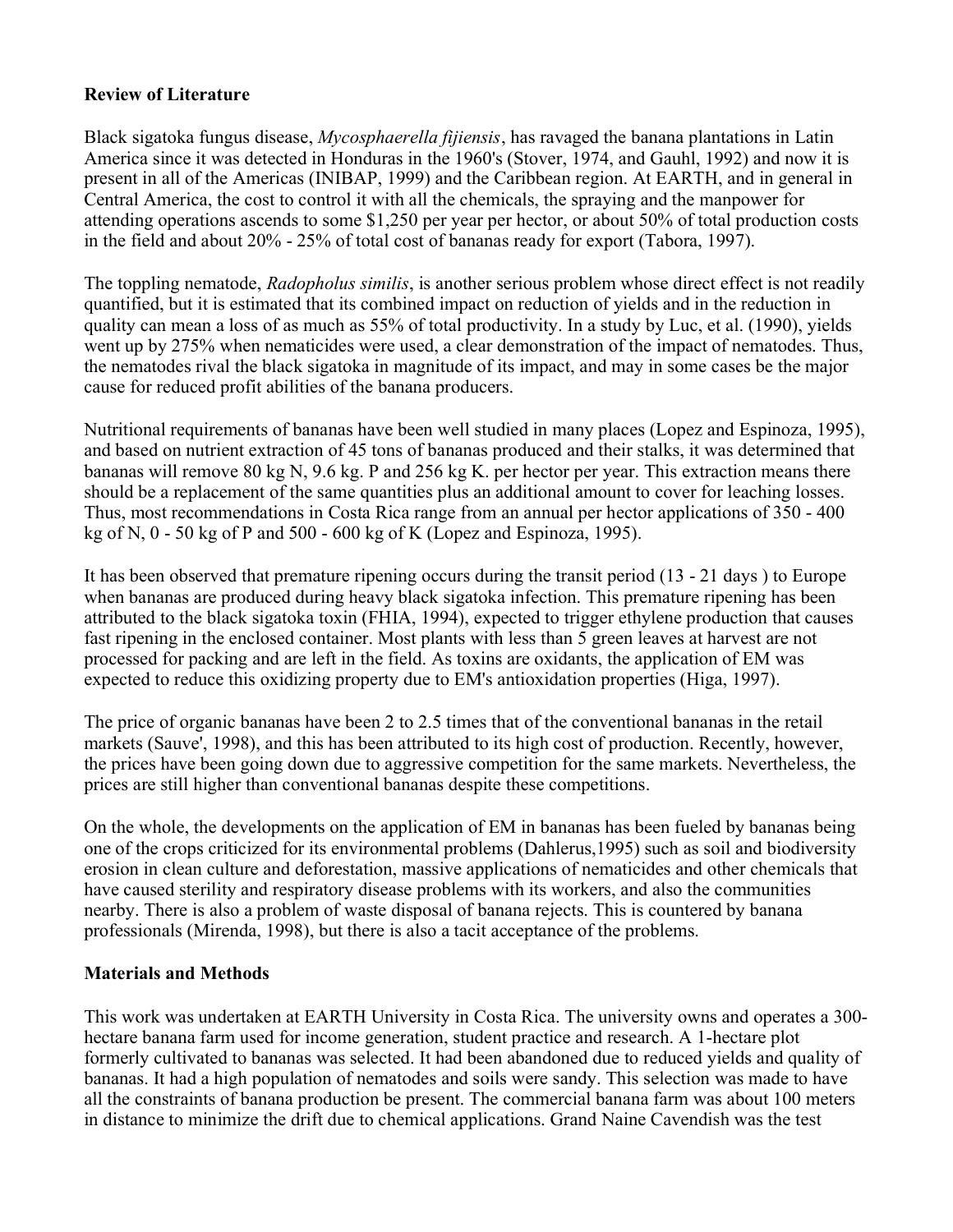**Review of Literature**

Black sigatoka fungus disease, *Mycosphaerella fijiensis*, has ravaged the banana plantations in Latin America since it was detected in Honduras in the 1960's (Stover, 1974, and Gauhl, 1992) and now it is present in all of the Americas (INIBAP, 1999) and the Caribbean region. At EARTH, and in general in Central America, the cost to control it with all the chemicals, the spraying and the manpower for attending operations ascends to some $1,250 per year per hector, or about 50% of total production costs in the field and about 20% - 25% of total cost of bananas ready for export (Tabora, 1997).

The toppling nematode, *Radopholus similis*, is another serious problem whose direct effect is not readily quantified, but it is estimated that its combined impact on reduction of yields and in the reduction in quality can mean a loss of as much as 55% of total productivity. In a study by Luc, et al. (1990), yields went up by 275% when nematicides were used, a clear demonstration of the impact of nematodes. Thus, the nematodes rival the black sigatoka in magnitude of its impact, and may in some cases be the major cause for reduced profit abilities of the banana producers.

Nutritional requirements of bananas have been well studied in many places (Lopez and Espinoza, 1995), and based on nutrient extraction of 45 tons of bananas produced and their stalks, it was determined that bananas will remove 80 kg N, 9.6 kg. P and 256 kg K. per hector per year. This extraction means there should be a replacement of the same quantities plus an additional amount to cover for leaching losses. Thus, most recommendations in Costa Rica range from an annual per hector applications of 350 - 400 kg of N, 0 - 50 kg of P and 500 - 600 kg of K (Lopez and Espinoza, 1995).

It has been observed that premature ripening occurs during the transit period (13 - 21 days ) to Europe when bananas are produced during heavy black sigatoka infection. This premature ripening has been attributed to the black sigatoka toxin (FHIA, 1994), expected to trigger ethylene production that causes fast ripening in the enclosed container. Most plants with less than 5 green leaves at harvest are not processed for packing and are left in the field. As toxins are oxidants, the application of EM was expected to reduce this oxidizing property due to EM's antioxidation properties (Higa, 1997).

The price of organic bananas have been 2 to 2.5 times that of the conventional bananas in the retail markets (Sauve', 1998), and this has been attributed to its high cost of production. Recently, however, the prices have been going down due to aggressive competition for the same markets. Nevertheless, the prices are still higher than conventional bananas despite these competitions.

On the whole, the developments on the application of EM in bananas has been fueled by bananas being one of the crops criticized for its environmental problems (Dahlerus,1995) such as soil and biodiversity erosion in clean culture and deforestation, massive applications of nematicides and other chemicals that have caused sterility and respiratory disease problems with its workers, and also the communities nearby. There is also a problem of waste disposal of banana rejects. This is countered by banana professionals (Mirenda, 1998), but there is also a tacit acceptance of the problems.

**Materials and Methods**

This work was undertaken at EARTH University in Costa Rica. The university owns and operates a 300-hectare banana farm used for income generation, student practice and research. A 1-hectare plot formerly cultivated to bananas was selected. It had been abandoned due to reduced yields and quality of bananas. It had a high population of nematodes and soils were sandy. This selection was made to have all the constraints of banana production be present. The commercial banana farm was about 100 meters in distance to minimize the drift due to chemical applications. Grand Naine Cavendish was the test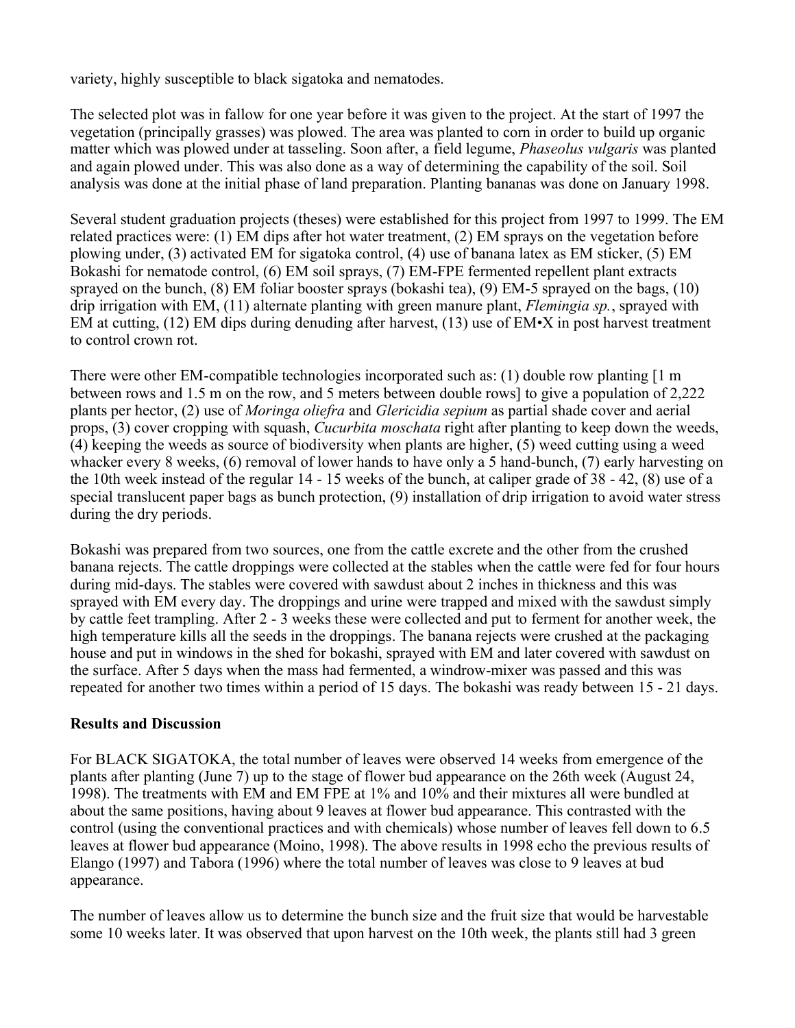variety, highly susceptible to black sigatoka and nematodes.

The selected plot was in fallow for one year before it was given to the project. At the start of 1997 the vegetation (principally grasses) was plowed. The area was planted to corn in order to build up organic matter which was plowed under at tasseling. Soon after, a field legume, *Phaseolus vulgaris* was planted and again plowed under. This was also done as a way of determining the capability of the soil. Soil analysis was done at the initial phase of land preparation. Planting bananas was done on January 1998.

Several student graduation projects (theses) were established for this project from 1997 to 1999. The EM related practices were: (1) EM dips after hot water treatment, (2) EM sprays on the vegetation before plowing under, (3) activated EM for sigatoka control, (4) use of banana latex as EM sticker, (5) EM Bokashi for nematode control, (6) EM soil sprays, (7) EM-FPE fermented repellent plant extracts sprayed on the bunch, (8) EM foliar booster sprays (bokashi tea), (9) EM-5 sprayed on the bags, (10) drip irrigation with EM, (11) alternate planting with green manure plant, *Flemingia sp.*, sprayed with EM at cutting, (12) EM dips during denuding after harvest, (13) use of EM•X in post harvest treatment to control crown rot.

There were other EM-compatible technologies incorporated such as: (1) double row planting [1 m between rows and 1.5 m on the row, and 5 meters between double rows] to give a population of 2,222 plants per hector, (2) use of *Moringa oliefra* and *Glericidia sepium* as partial shade cover and aerial props, (3) cover cropping with squash, *Cucurbita moschata* right after planting to keep down the weeds, (4) keeping the weeds as source of biodiversity when plants are higher, (5) weed cutting using a weed whacker every 8 weeks, (6) removal of lower hands to have only a 5 hand-bunch, (7) early harvesting on the 10th week instead of the regular 14 - 15 weeks of the bunch, at caliper grade of 38 - 42, (8) use of a special translucent paper bags as bunch protection, (9) installation of drip irrigation to avoid water stress during the dry periods.

Bokashi was prepared from two sources, one from the cattle excrete and the other from the crushed banana rejects. The cattle droppings were collected at the stables when the cattle were fed for four hours during mid-days. The stables were covered with sawdust about 2 inches in thickness and this was sprayed with EM every day. The droppings and urine were trapped and mixed with the sawdust simply by cattle feet trampling. After 2 - 3 weeks these were collected and put to ferment for another week, the high temperature kills all the seeds in the droppings. The banana rejects were crushed at the packaging house and put in windows in the shed for bokashi, sprayed with EM and later covered with sawdust on the surface. After 5 days when the mass had fermented, a windrow-mixer was passed and this was repeated for another two times within a period of 15 days. The bokashi was ready between 15 - 21 days.

## Results and Discussion

For BLACK SIGATOKA, the total number of leaves were observed 14 weeks from emergence of the plants after planting (June 7) up to the stage of flower bud appearance on the 26th week (August 24, 1998). The treatments with EM and EM FPE at 1% and 10% and their mixtures all were bundled at about the same positions, having about 9 leaves at flower bud appearance. This contrasted with the control (using the conventional practices and with chemicals) whose number of leaves fell down to 6.5 leaves at flower bud appearance (Moino, 1998). The above results in 1998 echo the previous results of Elango (1997) and Tabora (1996) where the total number of leaves was close to 9 leaves at bud appearance.

The number of leaves allow us to determine the bunch size and the fruit size that would be harvestable some 10 weeks later. It was observed that upon harvest on the 10th week, the plants still had 3 green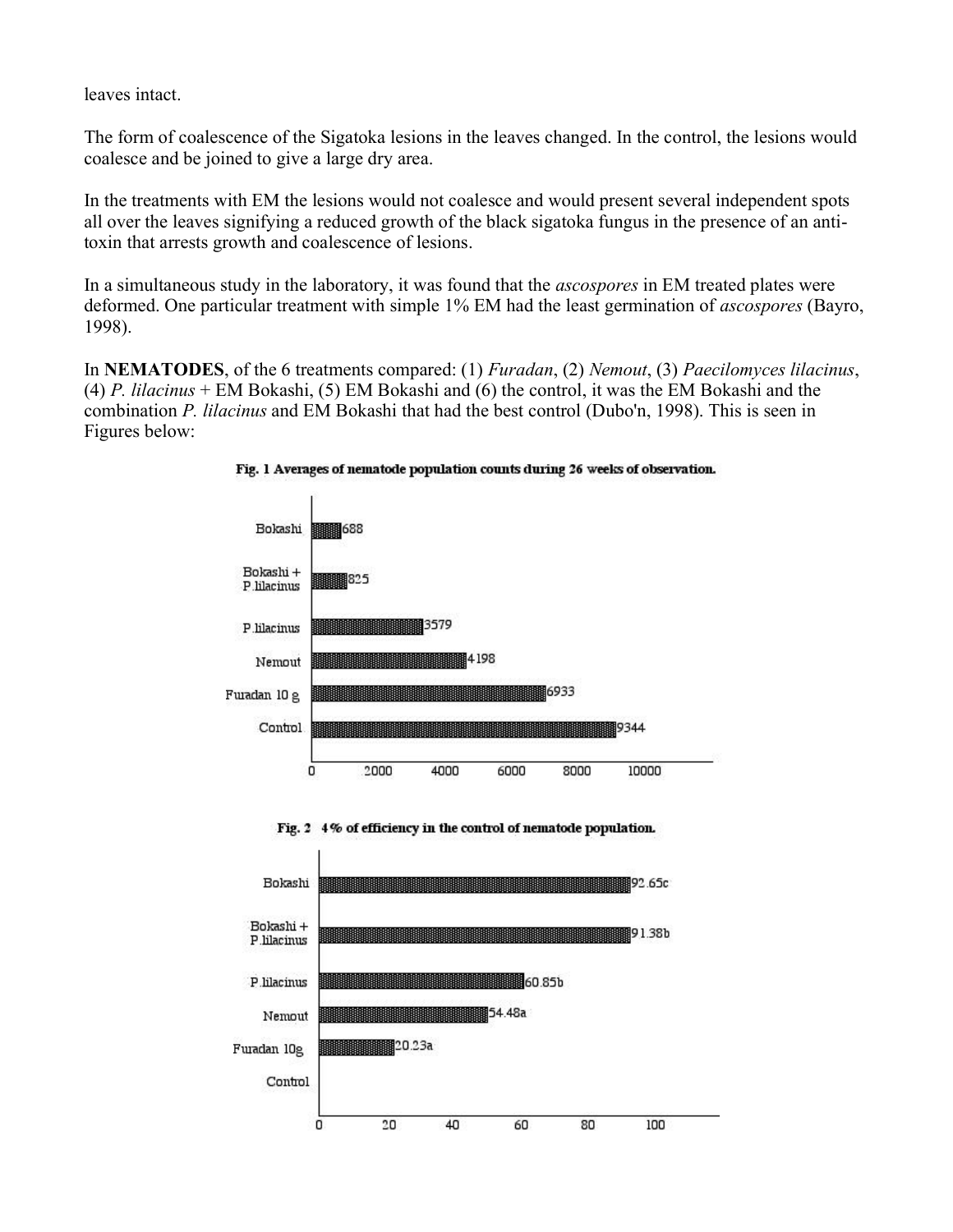leaves intact.

The form of coalescence of the Sigatoka lesions in the leaves changed. In the control, the lesions would coalesce and be joined to give a large dry area.

In the treatments with EM the lesions would not coalesce and would present several independent spots all over the leaves signifying a reduced growth of the black sigatoka fungus in the presence of an anti-toxin that arrests growth and coalescence of lesions.

In a simultaneous study in the laboratory, it was found that the *ascospores* in EM treated plates were deformed. One particular treatment with simple 1% EM had the least germination of *ascospores* (Bayro, 1998).

In **NEMATODES**, of the 6 treatments compared: (1) *Furadan*, (2) *Nemout*, (3) *Paecilomyces lilacinus*, (4) *P. lilacinus* + EM Bokashi, (5) EM Bokashi and (6) the control, it was the EM Bokashi and the combination *P. lilacinus* and EM Bokashi that had the best control (Dubo'n, 1998). This is seen in Figures below:

**Fig. 1 Averages of nematode population counts during 26 weeks of observation.**

| Treatment | Count |
|---|---|
| Bokashi | 688 |
| Bokashi + P.lilacinus | 825 |
| P.lilacinus | 3579 |
| Nemout | 4198 |
| Furadan 10 g | 6933 |
| Control | 9344 |

**Fig. 2 4% of efficiency in the control of nematode population.**

| Treatment | Efficiency (%) |
|---|---|
| Bokashi | 92.65c |
| Bokashi + P.lilacinus | 91.38b |
| P.lilacinus | 60.85b |
| Nemout | 54.48a |
| Furadan 10g | 20.23a |
| Control | |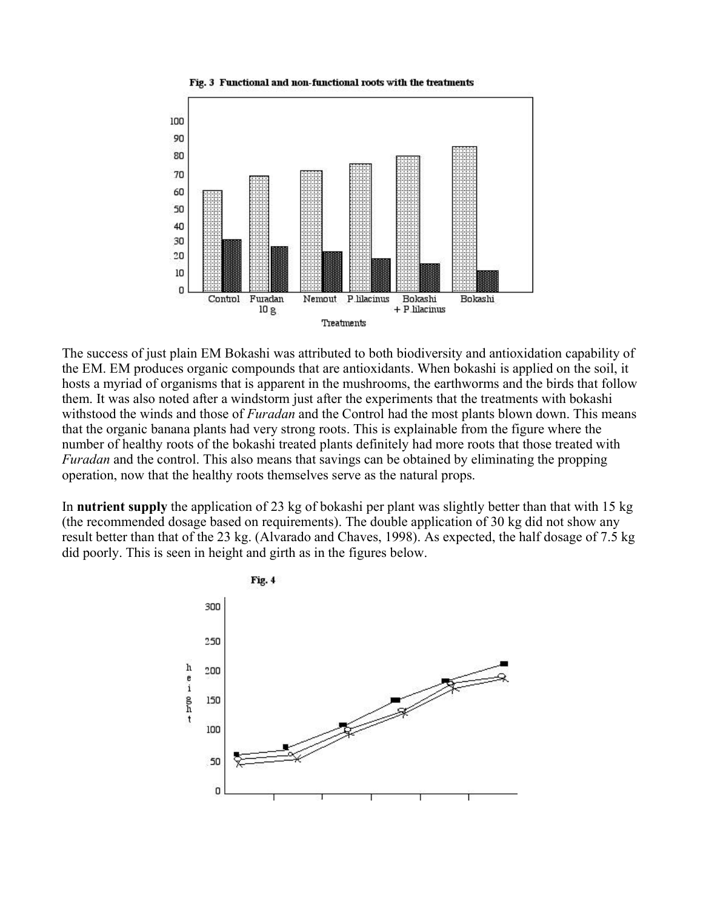Fig. 3 Functional and non-functional roots with the treatments

The success of just plain EM Bokashi was attributed to both biodiversity and antioxidation capability of the EM. EM produces organic compounds that are antioxidants. When bokashi is applied on the soil, it hosts a myriad of organisms that is apparent in the mushrooms, the earthworms and the birds that follow them. It was also noted after a windstorm just after the experiments that the treatments with bokashi withstood the winds and those of *Furadan* and the Control had the most plants blown down. This means that the organic banana plants had very strong roots. This is explainable from the figure where the number of healthy roots of the bokashi treated plants definitely had more roots that those treated with *Furadan* and the control. This also means that savings can be obtained by eliminating the propping operation, now that the healthy roots themselves serve as the natural props.

In **nutrient supply** the application of 23 kg of bokashi per plant was slightly better than that with 15 kg (the recommended dosage based on requirements). The double application of 30 kg did not show any result better than that of the 23 kg. (Alvarado and Chaves, 1998). As expected, the half dosage of 7.5 kg did poorly. This is seen in height and girth as in the figures below.

Fig. 4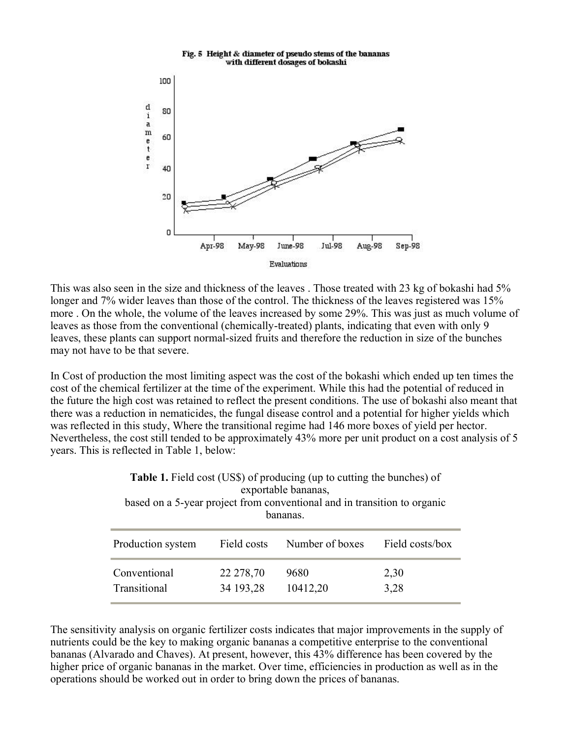**Fig. 5 Height & diameter of pseudo stems of the bananas with different dosages of bokashi**

This was also seen in the size and thickness of the leaves . Those treated with 23 kg of bokashi had 5% longer and 7% wider leaves than those of the control. The thickness of the leaves registered was 15% more . On the whole, the volume of the leaves increased by some 29%. This was just as much volume of leaves as those from the conventional (chemically-treated) plants, indicating that even with only 9 leaves, these plants can support normal-sized fruits and therefore the reduction in size of the bunches may not have to be that severe.

In Cost of production the most limiting aspect was the cost of the bokashi which ended up ten times the cost of the chemical fertilizer at the time of the experiment. While this had the potential of reduced in the future the high cost was retained to reflect the present conditions. The use of bokashi also meant that there was a reduction in nematicides, the fungal disease control and a potential for higher yields which was reflected in this study, Where the transitional regime had 146 more boxes of yield per hector. Nevertheless, the cost still tended to be approximately 43% more per unit product on a cost analysis of 5 years. This is reflected in Table 1, below:

**Table 1.** Field cost (US$) of producing (up to cutting the bunches) of exportable bananas, based on a 5-year project from conventional and in transition to organic bananas.

| Production system | Field costs | Number of boxes | Field costs/box |
|---|---|---|---|
| Conventional | 22 278,70 | 9680 | 2,30 |
| Transitional | 34 193,28 | 10412,20 | 3,28 |

The sensitivity analysis on organic fertilizer costs indicates that major improvements in the supply of nutrients could be the key to making organic bananas a competitive enterprise to the conventional bananas (Alvarado and Chaves). At present, however, this 43% difference has been covered by the higher price of organic bananas in the market. Over time, efficiencies in production as well as in the operations should be worked out in order to bring down the prices of bananas.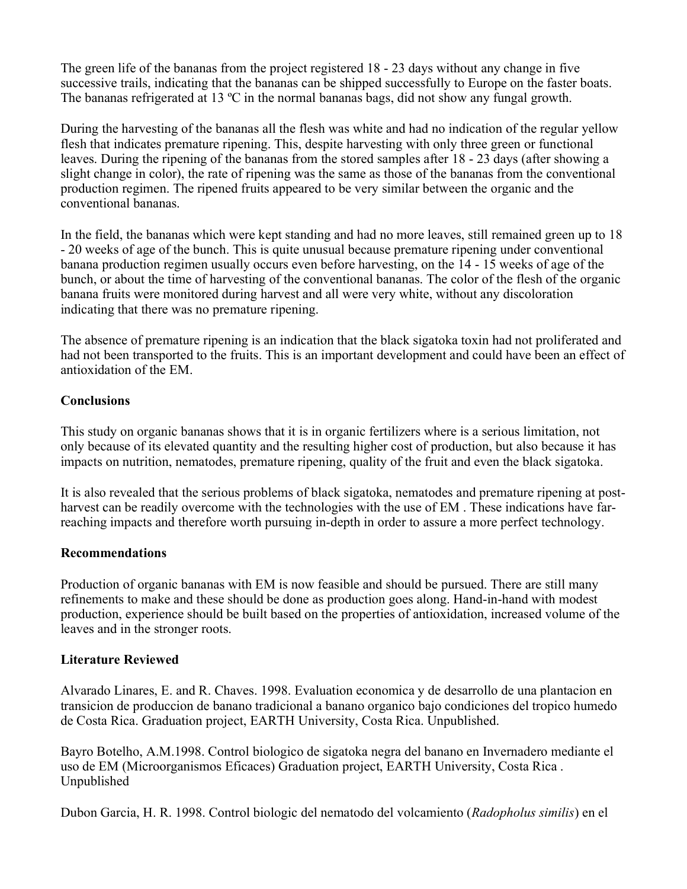The green life of the bananas from the project registered 18 - 23 days without any change in five successive trails, indicating that the bananas can be shipped successfully to Europe on the faster boats. The bananas refrigerated at 13 ºC in the normal bananas bags, did not show any fungal growth.

During the harvesting of the bananas all the flesh was white and had no indication of the regular yellow flesh that indicates premature ripening. This, despite harvesting with only three green or functional leaves. During the ripening of the bananas from the stored samples after 18 - 23 days (after showing a slight change in color), the rate of ripening was the same as those of the bananas from the conventional production regimen. The ripened fruits appeared to be very similar between the organic and the conventional bananas.

In the field, the bananas which were kept standing and had no more leaves, still remained green up to 18 - 20 weeks of age of the bunch. This is quite unusual because premature ripening under conventional banana production regimen usually occurs even before harvesting, on the 14 - 15 weeks of age of the bunch, or about the time of harvesting of the conventional bananas. The color of the flesh of the organic banana fruits were monitored during harvest and all were very white, without any discoloration indicating that there was no premature ripening.

The absence of premature ripening is an indication that the black sigatoka toxin had not proliferated and had not been transported to the fruits. This is an important development and could have been an effect of antioxidation of the EM.

## Conclusions

This study on organic bananas shows that it is in organic fertilizers where is a serious limitation, not only because of its elevated quantity and the resulting higher cost of production, but also because it has impacts on nutrition, nematodes, premature ripening, quality of the fruit and even the black sigatoka.

It is also revealed that the serious problems of black sigatoka, nematodes and premature ripening at post-harvest can be readily overcome with the technologies with the use of EM . These indications have far-reaching impacts and therefore worth pursuing in-depth in order to assure a more perfect technology.

## Recommendations

Production of organic bananas with EM is now feasible and should be pursued. There are still many refinements to make and these should be done as production goes along. Hand-in-hand with modest production, experience should be built based on the properties of antioxidation, increased volume of the leaves and in the stronger roots.

## Literature Reviewed

Alvarado Linares, E. and R. Chaves. 1998. Evaluation economica y de desarrollo de una plantacion en transicion de produccion de banano tradicional a banano organico bajo condiciones del tropico humedo de Costa Rica. Graduation project, EARTH University, Costa Rica. Unpublished.

Bayro Botelho, A.M.1998. Control biologico de sigatoka negra del banano en Invernadero mediante el uso de EM (Microorganismos Eficaces) Graduation project, EARTH University, Costa Rica . Unpublished

Dubon Garcia, H. R. 1998. Control biologic del nematodo del volcamiento (*Radopholus similis*) en el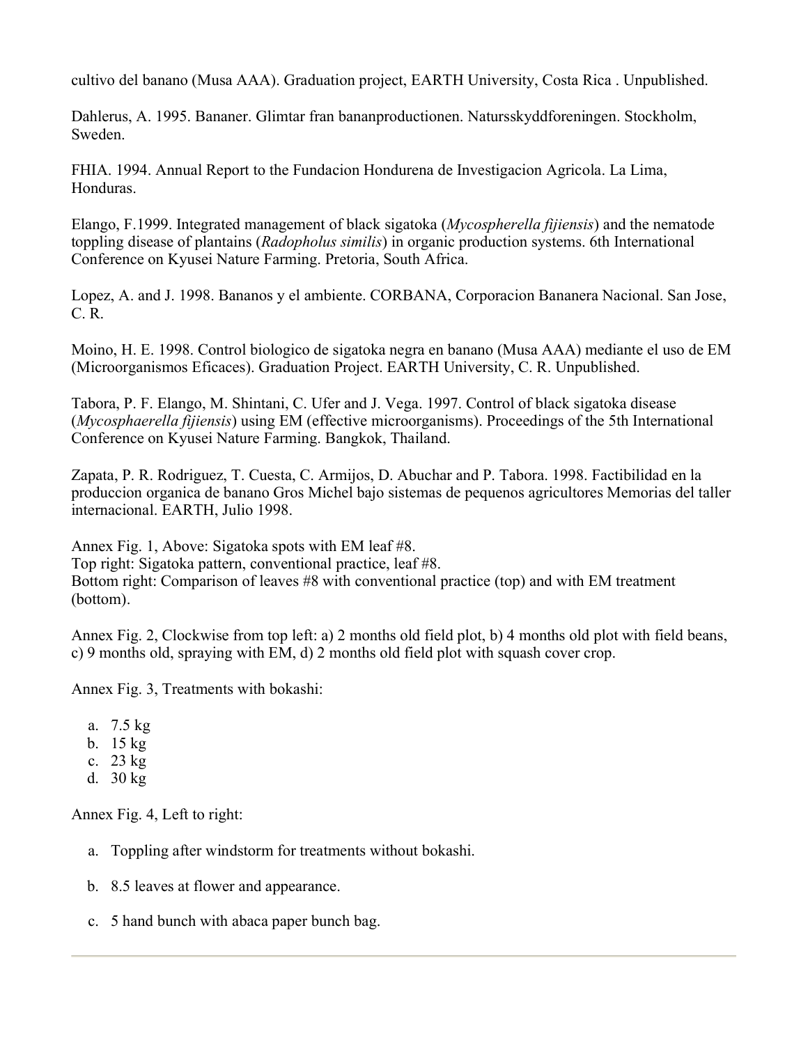cultivo del banano (Musa AAA). Graduation project, EARTH University, Costa Rica . Unpublished.

Dahlerus, A. 1995. Bananer. Glimtar fran bananproductionen. Natursskyddforeningen. Stockholm, Sweden.

FHIA. 1994. Annual Report to the Fundacion Hondurena de Investigacion Agricola. La Lima, Honduras.

Elango, F.1999. Integrated management of black sigatoka (*Mycospherella fijiensis*) and the nematode toppling disease of plantains (*Radopholus similis*) in organic production systems. 6th International Conference on Kyusei Nature Farming. Pretoria, South Africa.

Lopez, A. and J. 1998. Bananos y el ambiente. CORBANA, Corporacion Bananera Nacional. San Jose, C. R.

Moino, H. E. 1998. Control biologico de sigatoka negra en banano (Musa AAA) mediante el uso de EM (Microorganismos Eficaces). Graduation Project. EARTH University, C. R. Unpublished.

Tabora, P. F. Elango, M. Shintani, C. Ufer and J. Vega. 1997. Control of black sigatoka disease (*Mycosphaerella fijiensis*) using EM (effective microorganisms). Proceedings of the 5th International Conference on Kyusei Nature Farming. Bangkok, Thailand.

Zapata, P. R. Rodriguez, T. Cuesta, C. Armijos, D. Abuchar and P. Tabora. 1998. Factibilidad en la produccion organica de banano Gros Michel bajo sistemas de pequenos agricultores Memorias del taller internacional. EARTH, Julio 1998.

Annex Fig. 1, Above: Sigatoka spots with EM leaf #8.
Top right: Sigatoka pattern, conventional practice, leaf #8.
Bottom right: Comparison of leaves #8 with conventional practice (top) and with EM treatment (bottom).

Annex Fig. 2, Clockwise from top left: a) 2 months old field plot, b) 4 months old plot with field beans, c) 9 months old, spraying with EM, d) 2 months old field plot with squash cover crop.

Annex Fig. 3, Treatments with bokashi:

a. 7.5 kg
b. 15 kg
c. 23 kg
d. 30 kg

Annex Fig. 4, Left to right:

a. Toppling after windstorm for treatments without bokashi.

b. 8.5 leaves at flower and appearance.

c. 5 hand bunch with abaca paper bunch bag.